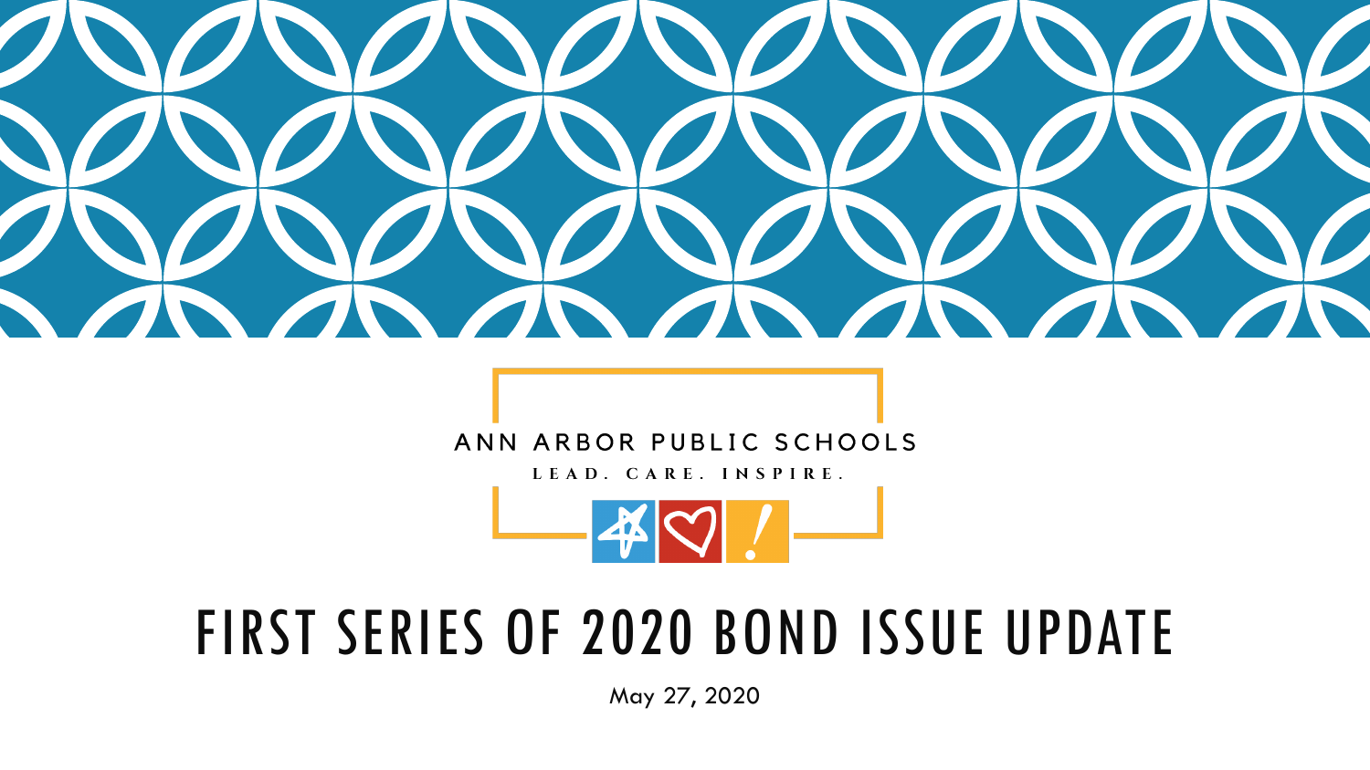ANN ARBOR PUBLIC SCHOOLS

LEAD. CARE. INSPIRE.

# FIRST SERIES OF 2020 BOND ISSUE UPDATE

May 27, 2020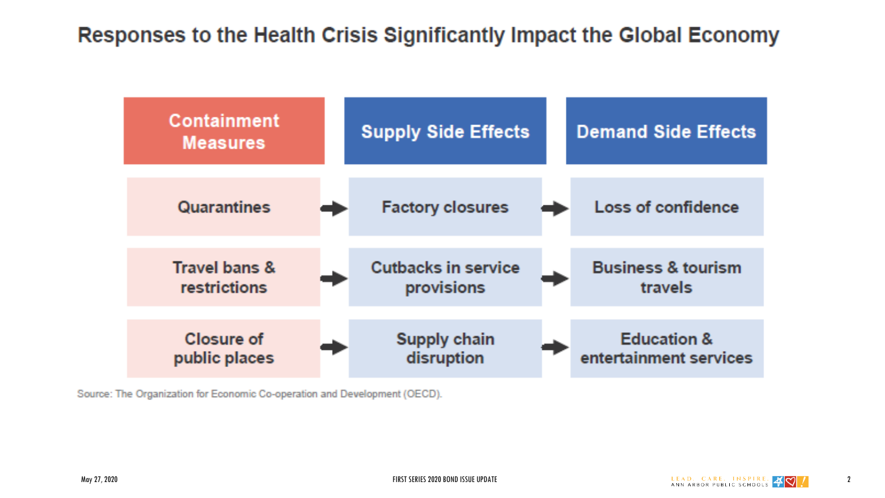# Responses to the Health Crisis Significantly Impact the Global Economy

| Containment Measures | | Supply Side Effects | | Demand Side Effects |
|---|---|---|---|---|
| Quarantines | → | Factory closures | → | Loss of confidence |
| Travel bans & restrictions | → | Cutbacks in service provisions | → | Business & tourism travels |
| Closure of public places | → | Supply chain disruption | → | Education & entertainment services |

Source: The Organization for Economic Co-operation and Development (OECD).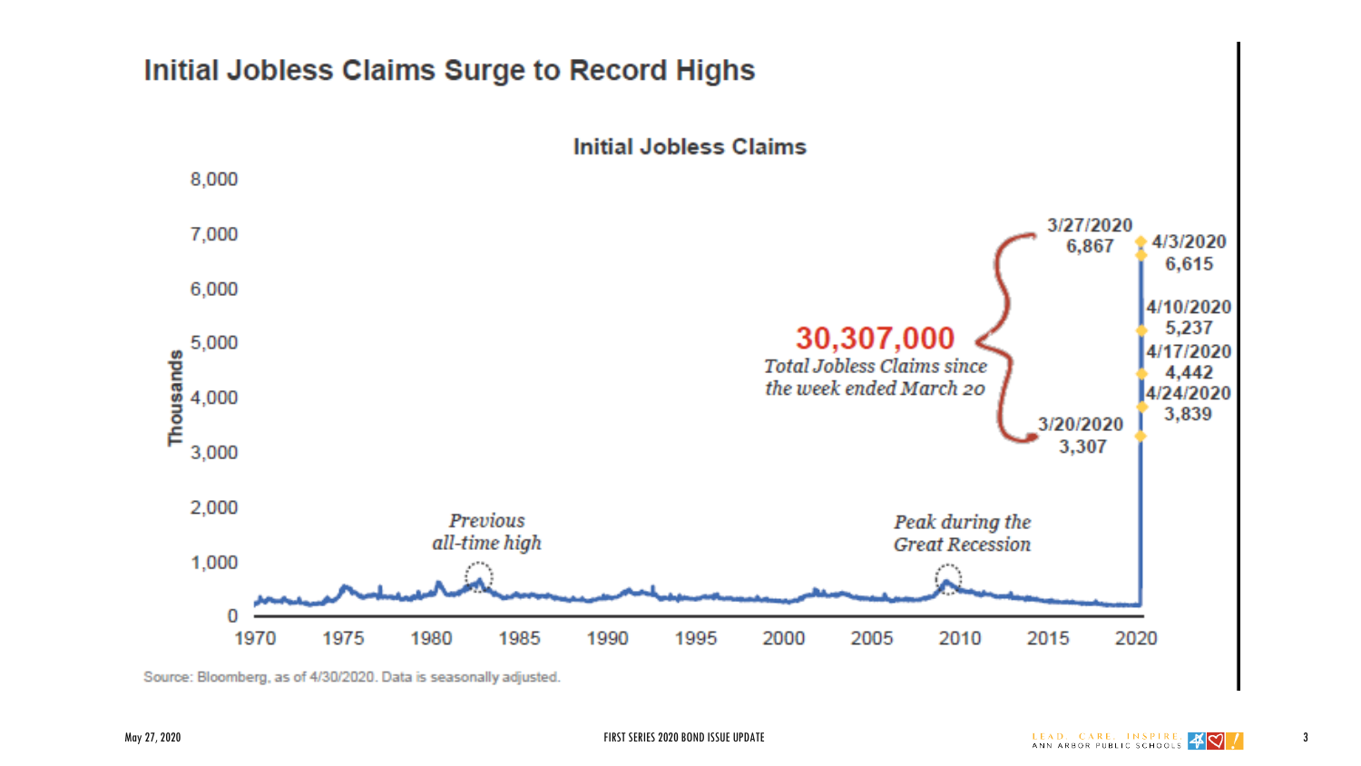# Initial Jobless Claims Surge to Record Highs

**Initial Jobless Claims**

Thousands

8,000
7,000
6,000
5,000
4,000
3,000
2,000
1,000
0

1970 1975 1980 1985 1990 1995 2000 2005 2010 2015 2020

*Previous all-time high*

*Peak during the Great Recession*

**30,307,000**
*Total Jobless Claims since the week ended March 20*

3/20/2020 3,307
3/27/2020 6,867
4/3/2020 6,615
4/10/2020 5,237
4/17/2020 4,442
4/24/2020 3,839

Source: Bloomberg, as of 4/30/2020. Data is seasonally adjusted.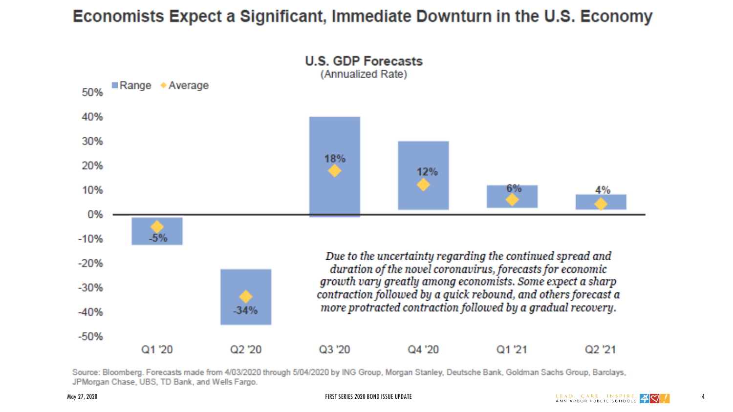# Economists Expect a Significant, Immediate Downturn in the U.S. Economy

## U.S. GDP Forecasts
(Annualized Rate)

| Quarter | Average |
|---|---|
| Q1 '20 | -5% |
| Q2 '20 | -34% |
| Q3 '20 | 18% |
| Q4 '20 | 12% |
| Q1 '21 | 6% |
| Q2 '21 | 4% |

*Due to the uncertainty regarding the continued spread and duration of the novel coronavirus, forecasts for economic growth vary greatly among economists. Some expect a sharp contraction followed by a quick rebound, and others forecast a more protracted contraction followed by a gradual recovery.*

Source: Bloomberg. Forecasts made from 4/03/2020 through 5/04/2020 by ING Group, Morgan Stanley, Deutsche Bank, Goldman Sachs Group, Barclays, JPMorgan Chase, UBS, TD Bank, and Wells Fargo.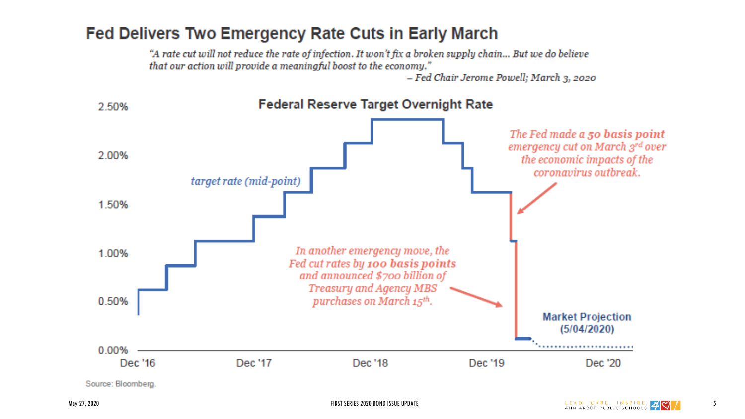# Fed Delivers Two Emergency Rate Cuts in Early March

*"A rate cut will not reduce the rate of infection. It won't fix a broken supply chain… But we do believe that our action will provide a meaningful boost to the economy."*

*– Fed Chair Jerome Powell; March 3, 2020*

**Federal Reserve Target Overnight Rate**

*target rate (mid-point)*

*The Fed made a **50 basis point** emergency cut on March 3rd over the economic impacts of the coronavirus outbreak.*

*In another emergency move, the Fed cut rates by **100 basis points** and announced $700 billion of Treasury and Agency MBS purchases on March 15th.*

**Market Projection (5/04/2020)**

2.50% | 2.00% | 1.50% | 1.00% | 0.50% | 0.00%

Dec '16 | Dec '17 | Dec '18 | Dec '19 | Dec '20

Source: Bloomberg.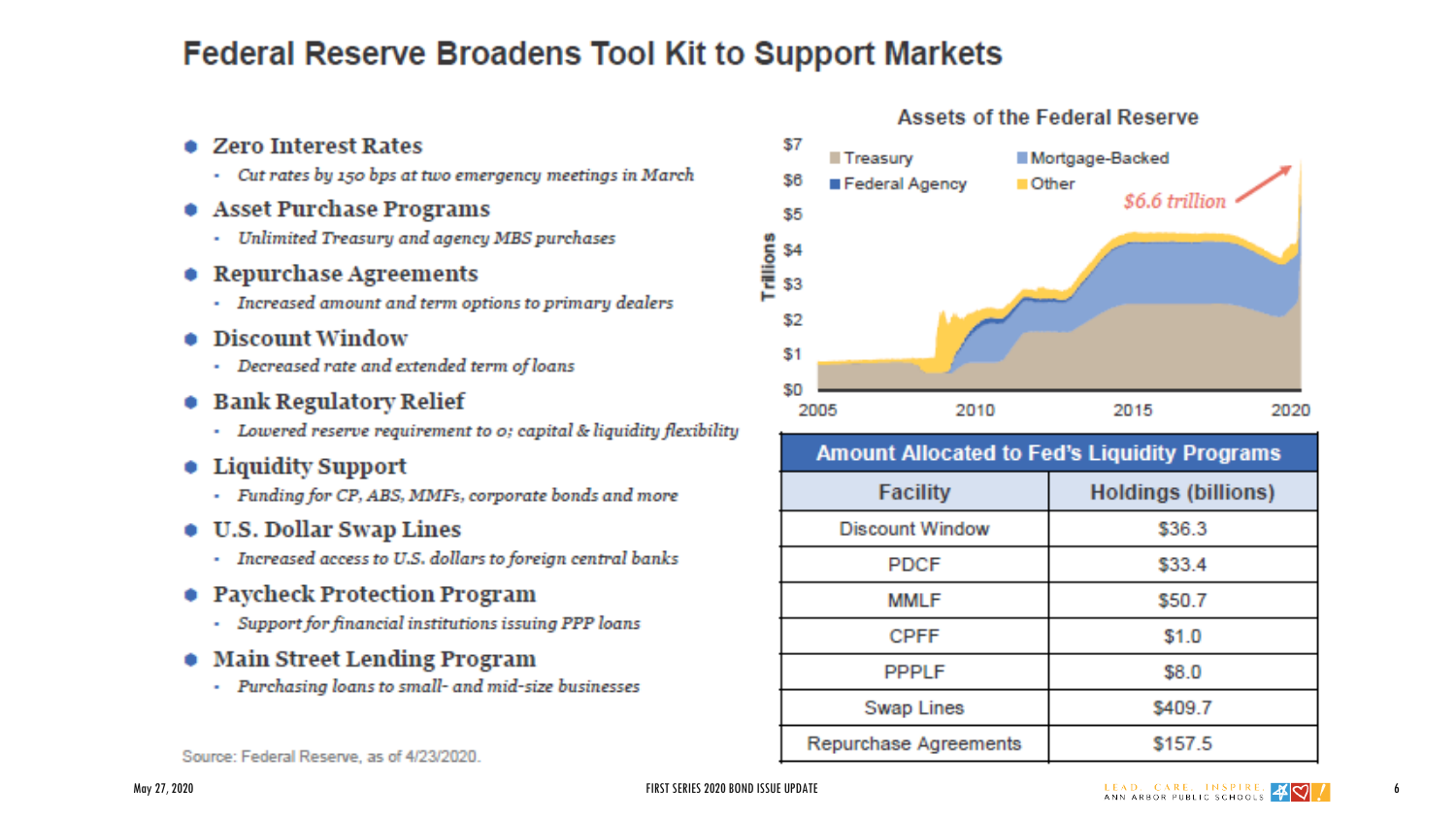# Federal Reserve Broadens Tool Kit to Support Markets

- **Zero Interest Rates**
  - *Cut rates by 150 bps at two emergency meetings in March*
- **Asset Purchase Programs**
  - *Unlimited Treasury and agency MBS purchases*
- **Repurchase Agreements**
  - *Increased amount and term options to primary dealers*
- **Discount Window**
  - *Decreased rate and extended term of loans*
- **Bank Regulatory Relief**
  - *Lowered reserve requirement to 0; capital & liquidity flexibility*
- **Liquidity Support**
  - *Funding for CP, ABS, MMFs, corporate bonds and more*
- **U.S. Dollar Swap Lines**
  - *Increased access to U.S. dollars to foreign central banks*
- **Paycheck Protection Program**
  - *Support for financial institutions issuing PPP loans*
- **Main Street Lending Program**
  - *Purchasing loans to small- and mid-size businesses*

**Assets of the Federal Reserve**

Legend: Treasury, Federal Agency, Mortgage-Backed, Other

Y-axis: Trillions ($0 – $7); X-axis: 2005 – 2020

*$6.6 trillion*

| Amount Allocated to Fed's Liquidity Programs | |
|---|---|
| **Facility** | **Holdings (billions)** |
| Discount Window | $36.3 |
| PDCF | $33.4 |
| MMLF | $50.7 |
| CPFF | $1.0 |
| PPPLF | $8.0 |
| Swap Lines | $409.7 |
| Repurchase Agreements | $157.5 |

Source: Federal Reserve, as of 4/23/2020.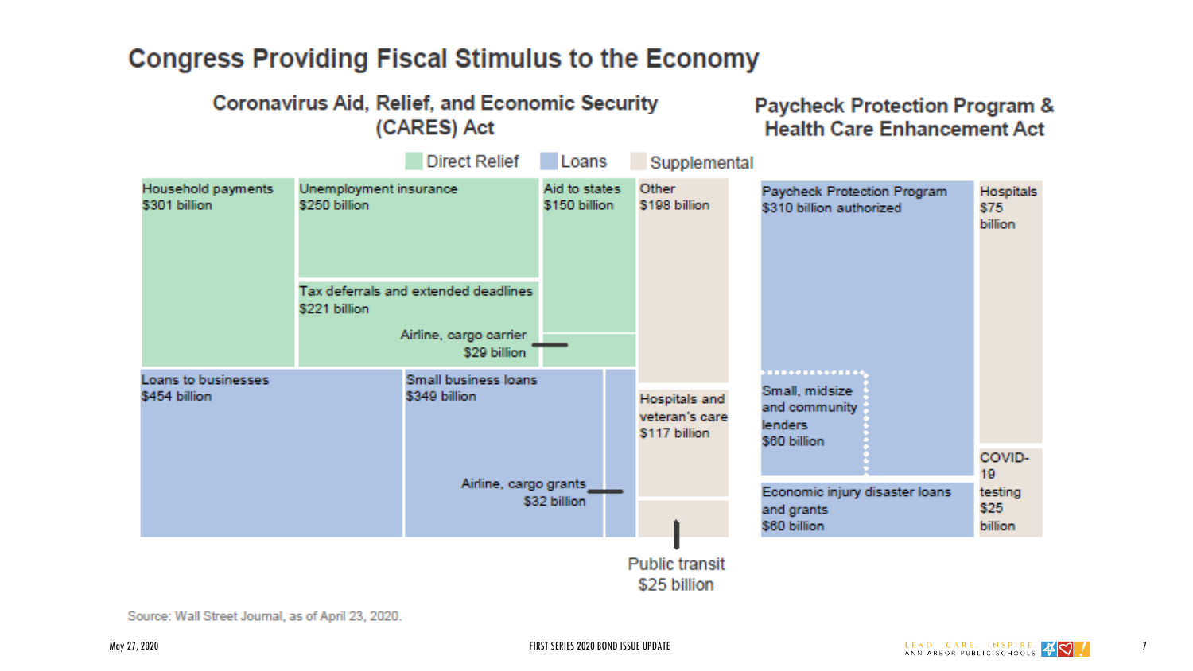# Congress Providing Fiscal Stimulus to the Economy

## Coronavirus Aid, Relief, and Economic Security (CARES) Act

Direct Relief | Loans | Supplemental

- Household payments $301 billion
- Unemployment insurance $250 billion
- Aid to states $150 billion
- Other $198 billion
- Tax deferrals and extended deadlines $221 billion
- Airline, cargo carrier $29 billion
- Loans to businesses $454 billion
- Small business loans $349 billion
- Hospitals and veteran's care $117 billion
- Airline, cargo grants $32 billion
- Public transit $25 billion

## Paycheck Protection Program & Health Care Enhancement Act

- Paycheck Protection Program $310 billion authorized
- Hospitals $75 billion
- Small, midsize and community lenders $60 billion
- COVID-19 testing $25 billion
- Economic injury disaster loans and grants $60 billion

Source: Wall Street Journal, as of April 23, 2020.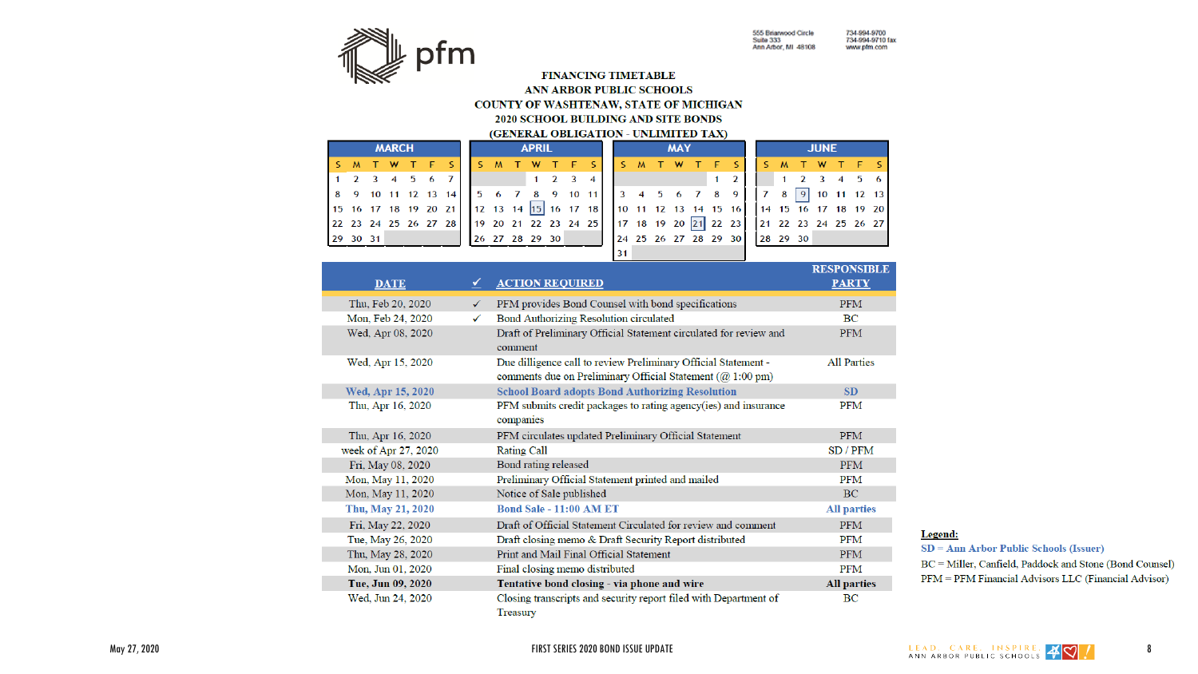pfm

555 Briarwood Circle
Suite 333
Ann Arbor, MI 48108

734-994-9700
734-994-9710 fax
www.pfm.com

**FINANCING TIMETABLE**
**ANN ARBOR PUBLIC SCHOOLS**
**COUNTY OF WASHTENAW, STATE OF MICHIGAN**
**2020 SCHOOL BUILDING AND SITE BONDS**
**(GENERAL OBLIGATION - UNLIMITED TAX)**

**MARCH**

| S | M | T | W | T | F | S |
|---|---|---|---|---|---|---|
| 1 | 2 | 3 | 4 | 5 | 6 | 7 |
| 8 | 9 | 10 | 11 | 12 | 13 | 14 |
| 15 | 16 | 17 | 18 | 19 | 20 | 21 |
| 22 | 23 | 24 | 25 | 26 | 27 | 28 |
| 29 | 30 | 31 | | | | |

**APRIL**

| S | M | T | W | T | F | S |
|---|---|---|---|---|---|---|
| | | | 1 | 2 | 3 | 4 |
| 5 | 6 | 7 | 8 | 9 | 10 | 11 |
| 12 | 13 | 14 | 15 | 16 | 17 | 18 |
| 19 | 20 | 21 | 22 | 23 | 24 | 25 |
| 26 | 27 | 28 | 29 | 30 | | |

**MAY**

| S | M | T | W | T | F | S |
|---|---|---|---|---|---|---|
| | | | | | 1 | 2 |
| 3 | 4 | 5 | 6 | 7 | 8 | 9 |
| 10 | 11 | 12 | 13 | 14 | 15 | 16 |
| 17 | 18 | 19 | 20 | 21 | 22 | 23 |
| 24 | 25 | 26 | 27 | 28 | 29 | 30 |
| 31 | | | | | | |

**JUNE**

| S | M | T | W | T | F | S |
|---|---|---|---|---|---|---|
| | 1 | 2 | 3 | 4 | 5 | 6 |
| 7 | 8 | 9 | 10 | 11 | 12 | 13 |
| 14 | 15 | 16 | 17 | 18 | 19 | 20 |
| 21 | 22 | 23 | 24 | 25 | 26 | 27 |
| 28 | 29 | 30 | | | | |

| DATE | ✓ | ACTION REQUIRED | RESPONSIBLE PARTY |
|---|---|---|---|
| Thu, Feb 20, 2020 | ✓ | PFM provides Bond Counsel with bond specifications | PFM |
| Mon, Feb 24, 2020 | ✓ | Bond Authorizing Resolution circulated | BC |
| Wed, Apr 08, 2020 | | Draft of Preliminary Official Statement circulated for review and comment | PFM |
| Wed, Apr 15, 2020 | | Due dilligence call to review Preliminary Official Statement - comments due on Preliminary Official Statement (@ 1:00 pm) | All Parties |
| **Wed, Apr 15, 2020** | | **School Board adopts Bond Authorizing Resolution** | **SD** |
| Thu, Apr 16, 2020 | | PFM submits credit packages to rating agency(ies) and insurance companies | PFM |
| Thu, Apr 16, 2020 | | PFM circulates updated Preliminary Official Statement | PFM |
| week of Apr 27, 2020 | | Rating Call | SD / PFM |
| Fri, May 08, 2020 | | Bond rating released | PFM |
| Mon, May 11, 2020 | | Preliminary Official Statement printed and mailed | PFM |
| Mon, May 11, 2020 | | Notice of Sale published | BC |
| **Thu, May 21, 2020** | | **Bond Sale - 11:00 AM ET** | **All parties** |
| Fri, May 22, 2020 | | Draft of Official Statement Circulated for review and comment | PFM |
| Tue, May 26, 2020 | | Draft closing memo & Draft Security Report distributed | PFM |
| Thu, May 28, 2020 | | Print and Mail Final Official Statement | PFM |
| Mon, Jun 01, 2020 | | Final closing memo distributed | PFM |
| **Tue, Jun 09, 2020** | | **Tentative bond closing - via phone and wire** | **All parties** |
| Wed, Jun 24, 2020 | | Closing transcripts and security report filed with Department of Treasury | BC |

**Legend:**

SD = Ann Arbor Public Schools (Issuer)
BC = Miller, Canfield, Paddock and Stone (Bond Counsel)
PFM = PFM Financial Advisors LLC (Financial Advisor)

May 27, 2020

FIRST SERIES 2020 BOND ISSUE UPDATE

LEAD CARE INSPIRE
ANN ARBOR PUBLIC SCHOOLS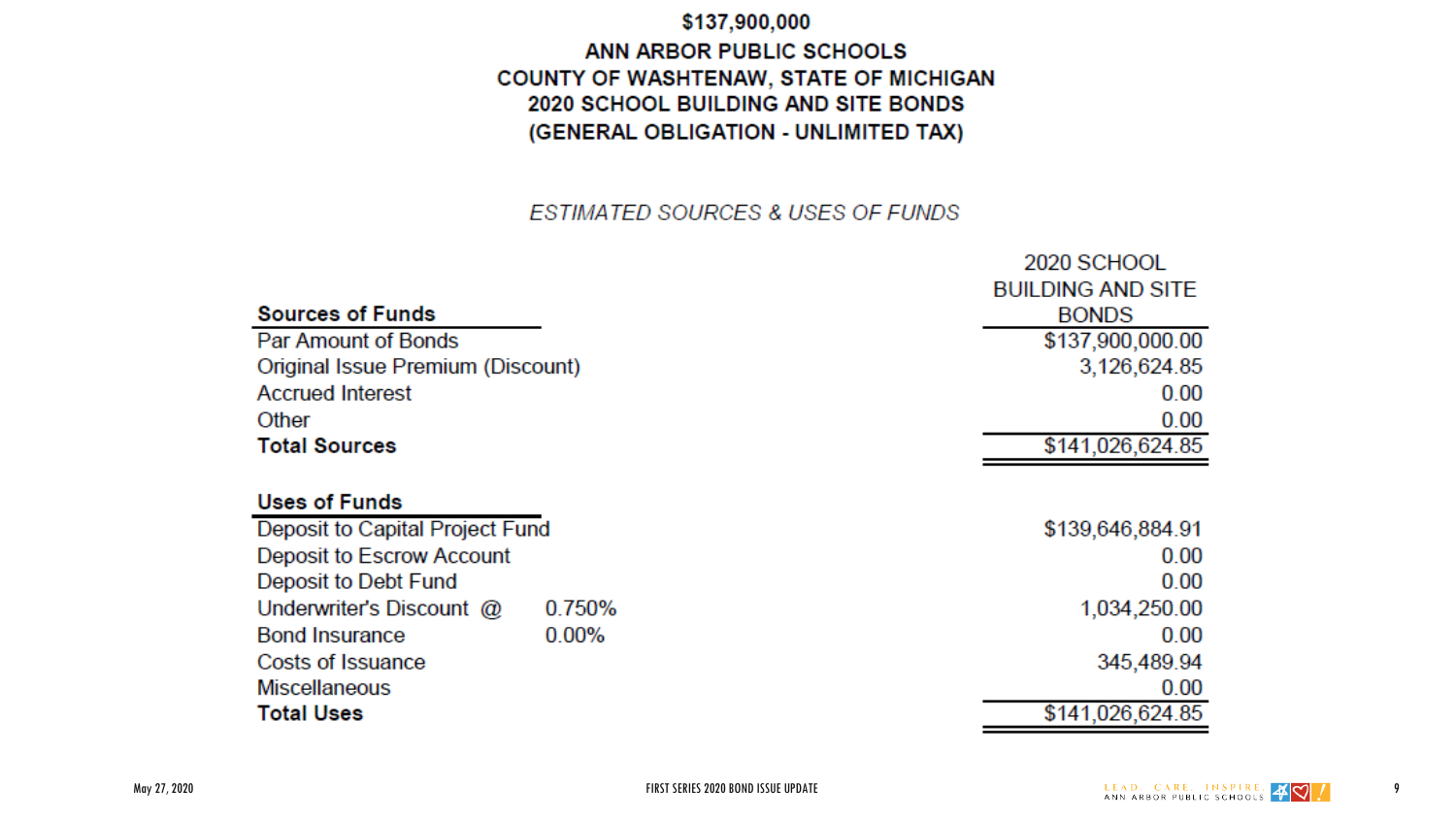# $137,900,000
## ANN ARBOR PUBLIC SCHOOLS
## COUNTY OF WASHTENAW, STATE OF MICHIGAN
## 2020 SCHOOL BUILDING AND SITE BONDS
## (GENERAL OBLIGATION - UNLIMITED TAX)

*ESTIMATED SOURCES & USES OF FUNDS*

| **Sources of Funds** | | 2020 SCHOOL BUILDING AND SITE BONDS |
|---|---|---|
| Par Amount of Bonds | | $137,900,000.00 |
| Original Issue Premium (Discount) | | 3,126,624.85 |
| Accrued Interest | | 0.00 |
| Other | | 0.00 |
| **Total Sources** | | $141,026,624.85 |
| | | |
| **Uses of Funds** | | |
| Deposit to Capital Project Fund | | $139,646,884.91 |
| Deposit to Escrow Account | | 0.00 |
| Deposit to Debt Fund | | 0.00 |
| Underwriter's Discount @ | 0.750% | 1,034,250.00 |
| Bond Insurance | 0.00% | 0.00 |
| Costs of Issuance | | 345,489.94 |
| Miscellaneous | | 0.00 |
| **Total Uses** | | $141,026,624.85 |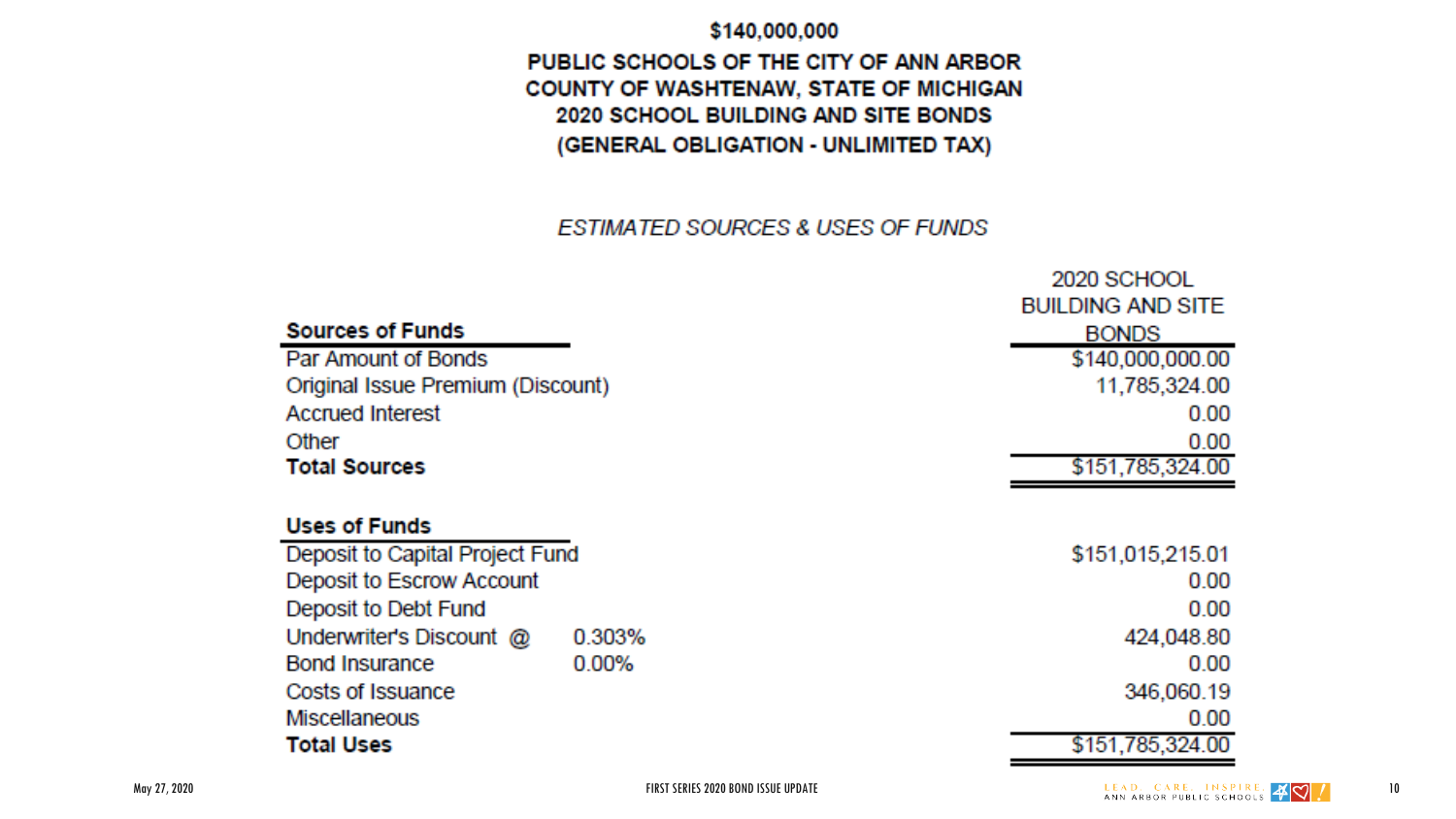# $140,000,000

## PUBLIC SCHOOLS OF THE CITY OF ANN ARBOR
## COUNTY OF WASHTENAW, STATE OF MICHIGAN
## 2020 SCHOOL BUILDING AND SITE BONDS
## (GENERAL OBLIGATION - UNLIMITED TAX)

*ESTIMATED SOURCES & USES OF FUNDS*

| **Sources of Funds** | | 2020 SCHOOL BUILDING AND SITE BONDS |
|---|---|---|
| Par Amount of Bonds | | $140,000,000.00 |
| Original Issue Premium (Discount) | | 11,785,324.00 |
| Accrued Interest | | 0.00 |
| Other | | 0.00 |
| **Total Sources** | | $151,785,324.00 |
| | | |
| **Uses of Funds** | | |
| Deposit to Capital Project Fund | | $151,015,215.01 |
| Deposit to Escrow Account | | 0.00 |
| Deposit to Debt Fund | | 0.00 |
| Underwriter's Discount @ | 0.303% | 424,048.80 |
| Bond Insurance | 0.00% | 0.00 |
| Costs of Issuance | | 346,060.19 |
| Miscellaneous | | 0.00 |
| **Total Uses** | | $151,785,324.00 |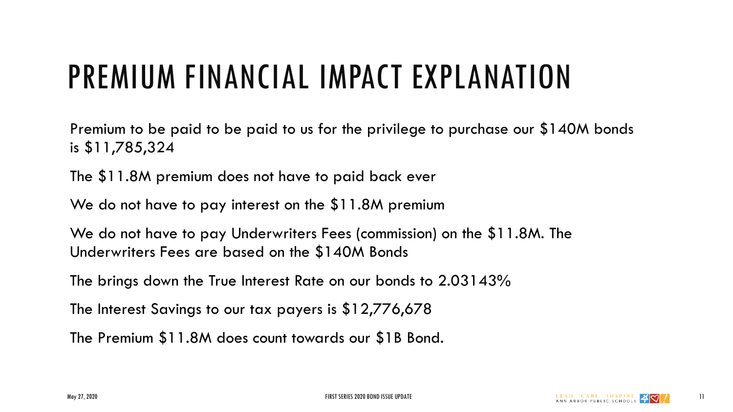# PREMIUM FINANCIAL IMPACT EXPLANATION

Premium to be paid to be paid to us for the privilege to purchase our $140M bonds is $11,785,324

The $11.8M premium does not have to paid back ever

We do not have to pay interest on the $11.8M premium

We do not have to pay Underwriters Fees (commission) on the $11.8M. The Underwriters Fees are based on the $140M Bonds

The brings down the True Interest Rate on our bonds to 2.03143%

The Interest Savings to our tax payers is $12,776,678

The Premium $11.8M does count towards our $1B Bond.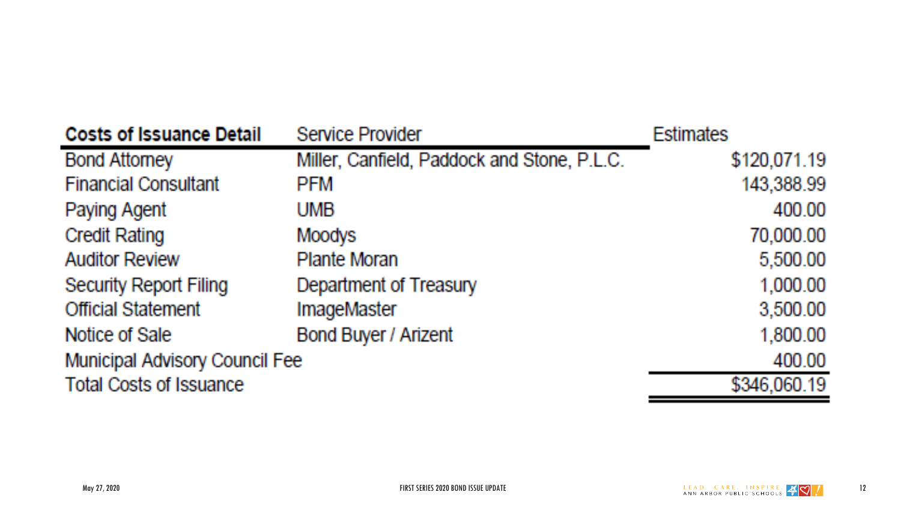| Costs of Issuance Detail | Service Provider | Estimates |
|---|---|---|
| Bond Attorney | Miller, Canfield, Paddock and Stone, P.L.C. | $120,071.19 |
| Financial Consultant | PFM | 143,388.99 |
| Paying Agent | UMB | 400.00 |
| Credit Rating | Moodys | 70,000.00 |
| Auditor Review | Plante Moran | 5,500.00 |
| Security Report Filing | Department of Treasury | 1,000.00 |
| Official Statement | ImageMaster | 3,500.00 |
| Notice of Sale | Bond Buyer / Arizent | 1,800.00 |
| Municipal Advisory Council Fee | | 400.00 |
| Total Costs of Issuance | | $346,060.19 |